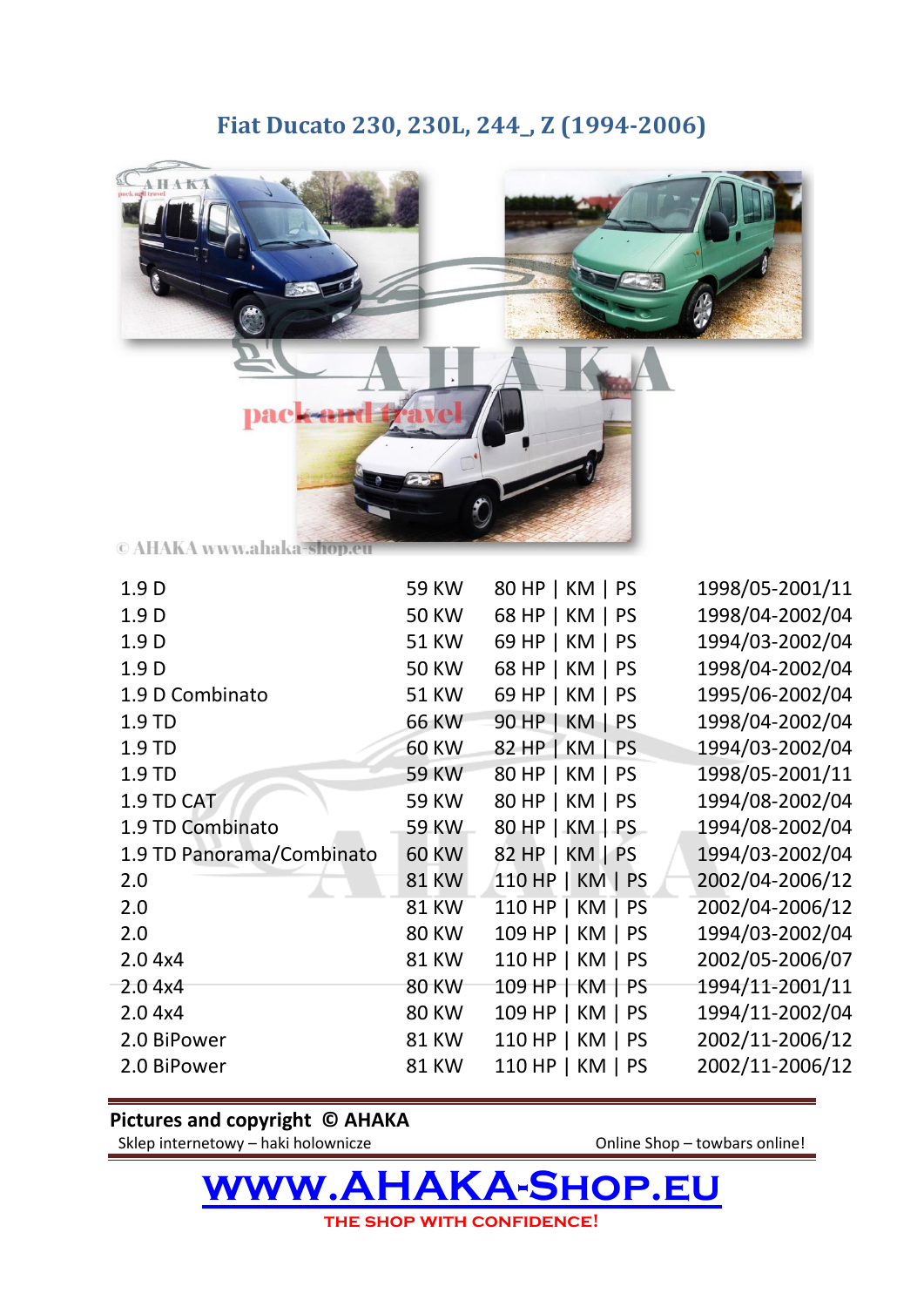# Fiat Ducato 230, 230L, 244_, Z (1994-2006)

| | | | |
|---|---|---|---|
| 1.9 D | 59 KW | 80 HP \| KM \| PS | 1998/05-2001/11 |
| 1.9 D | 50 KW | 68 HP \| KM \| PS | 1998/04-2002/04 |
| 1.9 D | 51 KW | 69 HP \| KM \| PS | 1994/03-2002/04 |
| 1.9 D | 50 KW | 68 HP \| KM \| PS | 1998/04-2002/04 |
| 1.9 D Combinato | 51 KW | 69 HP \| KM \| PS | 1995/06-2002/04 |
| 1.9 TD | 66 KW | 90 HP \| KM \| PS | 1998/04-2002/04 |
| 1.9 TD | 60 KW | 82 HP \| KM \| PS | 1994/03-2002/04 |
| 1.9 TD | 59 KW | 80 HP \| KM \| PS | 1998/05-2001/11 |
| 1.9 TD CAT | 59 KW | 80 HP \| KM \| PS | 1994/08-2002/04 |
| 1.9 TD Combinato | 59 KW | 80 HP \| KM \| PS | 1994/08-2002/04 |
| 1.9 TD Panorama/Combinato | 60 KW | 82 HP \| KM \| PS | 1994/03-2002/04 |
| 2.0 | 81 KW | 110 HP \| KM \| PS | 2002/04-2006/12 |
| 2.0 | 81 KW | 110 HP \| KM \| PS | 2002/04-2006/12 |
| 2.0 | 80 KW | 109 HP \| KM \| PS | 1994/03-2002/04 |
| 2.0 4x4 | 81 KW | 110 HP \| KM \| PS | 2002/05-2006/07 |
| 2.0 4x4 | 80 KW | 109 HP \| KM \| PS | 1994/11-2001/11 |
| 2.0 4x4 | 80 KW | 109 HP \| KM \| PS | 1994/11-2002/04 |
| 2.0 BiPower | 81 KW | 110 HP \| KM \| PS | 2002/11-2006/12 |
| 2.0 BiPower | 81 KW | 110 HP \| KM \| PS | 2002/11-2006/12 |

**Pictures and copyright © AHAKA**

Sklep internetowy – haki holownicze

Online Shop – towbars online!

**WWW.AHAKA-SHOP.EU**

**THE SHOP WITH CONFIDENCE!**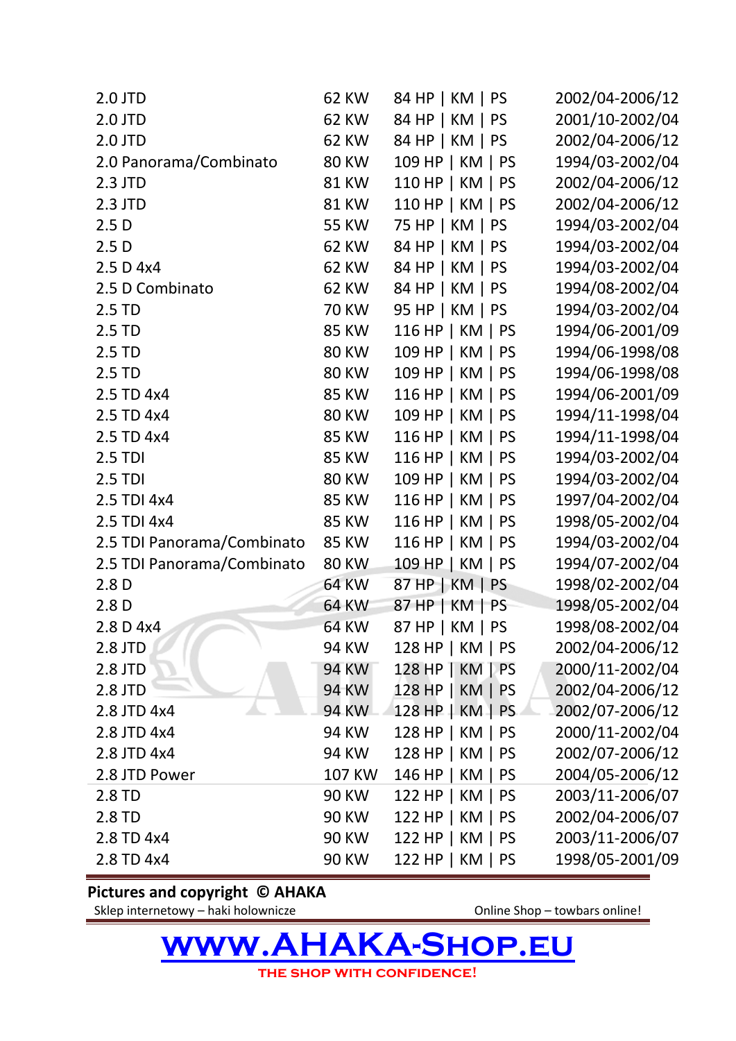| | | | |
|---|---|---|---|
| 2.0 JTD | 62 KW | 84 HP \| KM \| PS | 2002/04-2006/12 |
| 2.0 JTD | 62 KW | 84 HP \| KM \| PS | 2001/10-2002/04 |
| 2.0 JTD | 62 KW | 84 HP \| KM \| PS | 2002/04-2006/12 |
| 2.0 Panorama/Combinato | 80 KW | 109 HP \| KM \| PS | 1994/03-2002/04 |
| 2.3 JTD | 81 KW | 110 HP \| KM \| PS | 2002/04-2006/12 |
| 2.3 JTD | 81 KW | 110 HP \| KM \| PS | 2002/04-2006/12 |
| 2.5 D | 55 KW | 75 HP \| KM \| PS | 1994/03-2002/04 |
| 2.5 D | 62 KW | 84 HP \| KM \| PS | 1994/03-2002/04 |
| 2.5 D 4x4 | 62 KW | 84 HP \| KM \| PS | 1994/03-2002/04 |
| 2.5 D Combinato | 62 KW | 84 HP \| KM \| PS | 1994/08-2002/04 |
| 2.5 TD | 70 KW | 95 HP \| KM \| PS | 1994/03-2002/04 |
| 2.5 TD | 85 KW | 116 HP \| KM \| PS | 1994/06-2001/09 |
| 2.5 TD | 80 KW | 109 HP \| KM \| PS | 1994/06-1998/08 |
| 2.5 TD | 80 KW | 109 HP \| KM \| PS | 1994/06-1998/08 |
| 2.5 TD 4x4 | 85 KW | 116 HP \| KM \| PS | 1994/06-2001/09 |
| 2.5 TD 4x4 | 80 KW | 109 HP \| KM \| PS | 1994/11-1998/04 |
| 2.5 TD 4x4 | 85 KW | 116 HP \| KM \| PS | 1994/11-1998/04 |
| 2.5 TDI | 85 KW | 116 HP \| KM \| PS | 1994/03-2002/04 |
| 2.5 TDI | 80 KW | 109 HP \| KM \| PS | 1994/03-2002/04 |
| 2.5 TDI 4x4 | 85 KW | 116 HP \| KM \| PS | 1997/04-2002/04 |
| 2.5 TDI 4x4 | 85 KW | 116 HP \| KM \| PS | 1998/05-2002/04 |
| 2.5 TDI Panorama/Combinato | 85 KW | 116 HP \| KM \| PS | 1994/03-2002/04 |
| 2.5 TDI Panorama/Combinato | 80 KW | 109 HP \| KM \| PS | 1994/07-2002/04 |
| 2.8 D | 64 KW | 87 HP \| KM \| PS | 1998/02-2002/04 |
| 2.8 D | 64 KW | 87 HP \| KM \| PS | 1998/05-2002/04 |
| 2.8 D 4x4 | 64 KW | 87 HP \| KM \| PS | 1998/08-2002/04 |
| 2.8 JTD | 94 KW | 128 HP \| KM \| PS | 2002/04-2006/12 |
| 2.8 JTD | 94 KW | 128 HP \| KM \| PS | 2000/11-2002/04 |
| 2.8 JTD | 94 KW | 128 HP \| KM \| PS | 2002/04-2006/12 |
| 2.8 JTD 4x4 | 94 KW | 128 HP \| KM \| PS | 2002/07-2006/12 |
| 2.8 JTD 4x4 | 94 KW | 128 HP \| KM \| PS | 2000/11-2002/04 |
| 2.8 JTD 4x4 | 94 KW | 128 HP \| KM \| PS | 2002/07-2006/12 |
| 2.8 JTD Power | 107 KW | 146 HP \| KM \| PS | 2004/05-2006/12 |
| 2.8 TD | 90 KW | 122 HP \| KM \| PS | 2003/11-2006/07 |
| 2.8 TD | 90 KW | 122 HP \| KM \| PS | 2002/04-2006/07 |
| 2.8 TD 4x4 | 90 KW | 122 HP \| KM \| PS | 2003/11-2006/07 |
| 2.8 TD 4x4 | 90 KW | 122 HP \| KM \| PS | 1998/05-2001/09 |

**Pictures and copyright © AHAKA**

Sklep internetowy – haki holownicze

Online Shop – towbars online!

**www.AHAKA-Shop.eu**

THE SHOP WITH CONFIDENCE!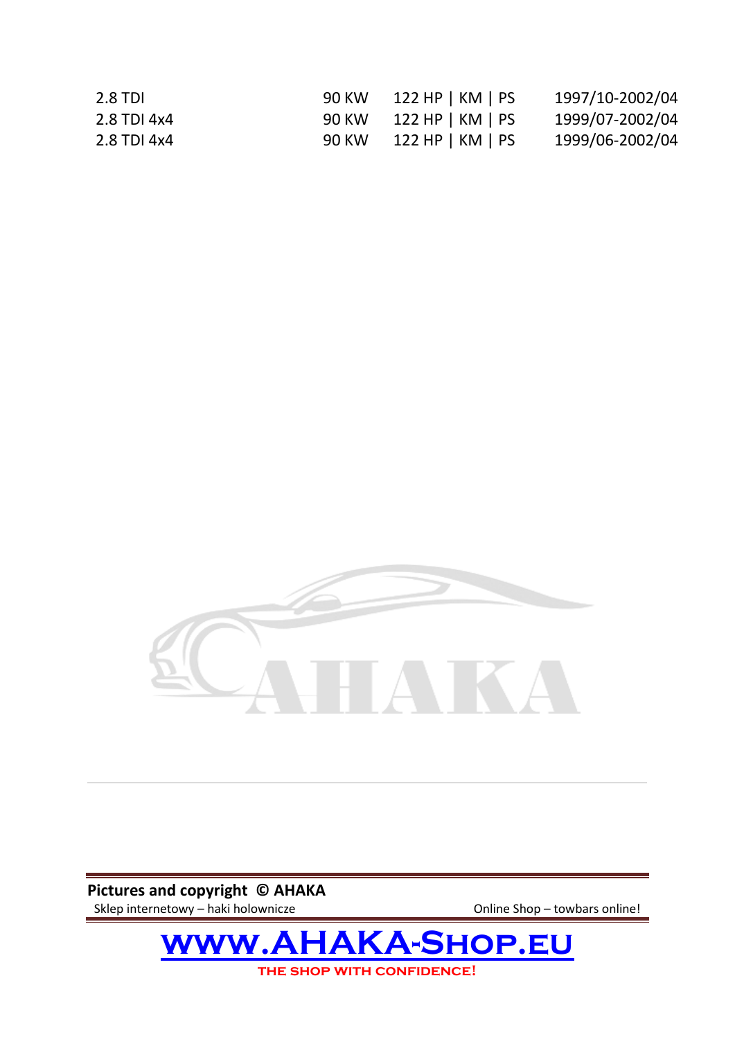| | | | |
|---|---|---|---|
| 2.8 TDI | 90 KW | 122 HP \| KM \| PS | 1997/10-2002/04 |
| 2.8 TDI 4x4 | 90 KW | 122 HP \| KM \| PS | 1999/07-2002/04 |
| 2.8 TDI 4x4 | 90 KW | 122 HP \| KM \| PS | 1999/06-2002/04 |

**Pictures and copyright © AHAKA**

Sklep internetowy – haki holownicze

Online Shop – towbars online!

www.AHAKA-Shop.eu

THE SHOP WITH CONFIDENCE!